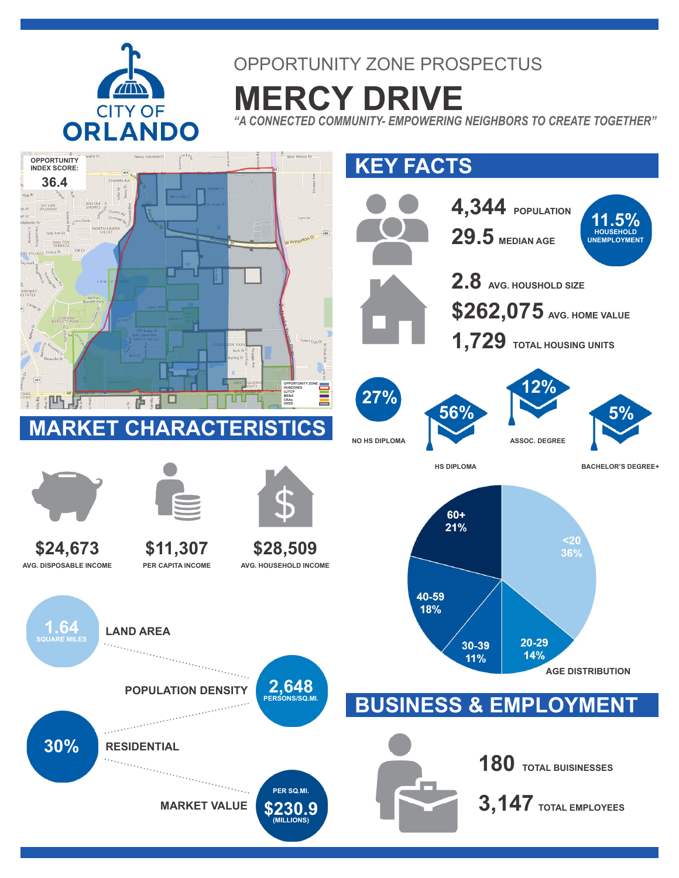CITY OF ORLANDO

OPPORTUNITY ZONE PROSPECTUS

# MERCY DRIVE

*"A CONNECTED COMMUNITY- EMPOWERING NEIGHBORS TO CREATE TOGETHER"*

OPPORTUNITY INDEX SCORE: **36.4**

## KEY FACTS

- **4,344** POPULATION
- **29.5** MEDIAN AGE
- **11.5%** HOUSEHOLD UNEMPLOYMENT
- **2.8** AVG. HOUSHOLD SIZE
- **$262,075** AVG. HOME VALUE
- **1,729** TOTAL HOUSING UNITS

- **27%** NO HS DIPLOMA
- **56%** HS DIPLOMA
- **12%** ASSOC. DEGREE
- **5%** BACHELOR'S DEGREE+

AGE DISTRIBUTION

| Age | Share |
|---|---|
| <20 | 36% |
| 20-29 | 14% |
| 30-39 | 11% |
| 40-59 | 18% |
| 60+ | 21% |

## MARKET CHARACTERISTICS

- **$24,673** AVG. DISPOSABLE INCOME
- **$11,307** PER CAPITA INCOME
- **$28,509** AVG. HOUSEHOLD INCOME

- LAND AREA: **1.64** SQUARE MILES
- POPULATION DENSITY: **2,648** PERSONS/SQ.MI.
- RESIDENTIAL: **30%**
- MARKET VALUE: PER SQ.MI. **$230.9** (MILLIONS)

## BUSINESS & EMPLOYMENT

- **180** TOTAL BUISINESSES
- **3,147** TOTAL EMPLOYEES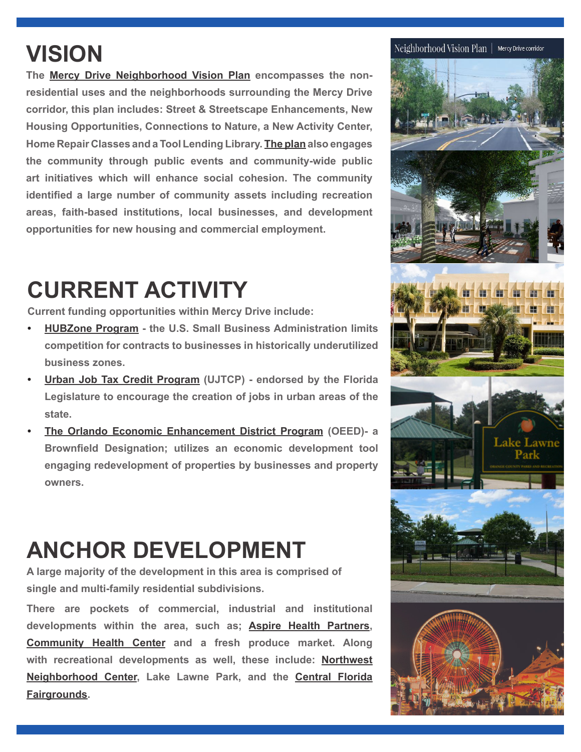# VISION

The **Mercy Drive Neighborhood Vision Plan** encompasses the non-residential uses and the neighborhoods surrounding the Mercy Drive corridor, this plan includes: Street & Streetscape Enhancements, New Housing Opportunities, Connections to Nature, a New Activity Center, Home Repair Classes and a Tool Lending Library. **The plan** also engages the community through public events and community-wide public art initiatives which will enhance social cohesion. The community identified a large number of community assets including recreation areas, faith-based institutions, local businesses, and development opportunities for new housing and commercial employment.

# CURRENT ACTIVITY

Current funding opportunities within Mercy Drive include:

- **HUBZone Program** - the U.S. Small Business Administration limits competition for contracts to businesses in historically underutilized business zones.
- **Urban Job Tax Credit Program** (UJTCP) - endorsed by the Florida Legislature to encourage the creation of jobs in urban areas of the state.
- **The Orlando Economic Enhancement District Program** (OEED)- a Brownfield Designation; utilizes an economic development tool engaging redevelopment of properties by businesses and property owners.

# ANCHOR DEVELOPMENT

A large majority of the development in this area is comprised of single and multi-family residential subdivisions.

There are pockets of commercial, industrial and institutional developments within the area, such as; **Aspire Health Partners**, **Community Health Center** and a fresh produce market. Along with recreational developments as well, these include: **Northwest Neighborhood Center**, Lake Lawne Park, and the **Central Florida Fairgrounds**.